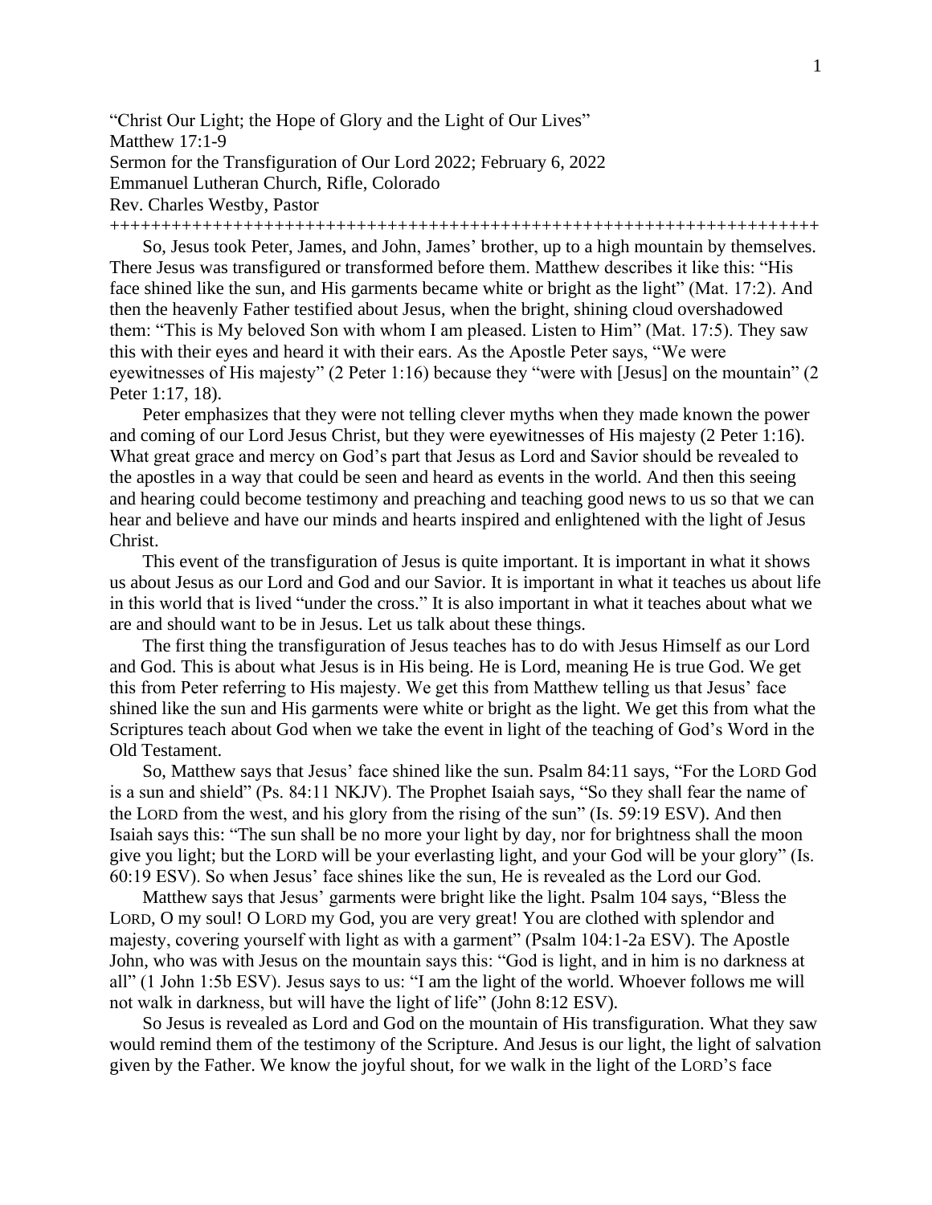"Christ Our Light; the Hope of Glory and the Light of Our Lives"
Matthew 17:1-9
Sermon for the Transfiguration of Our Lord 2022; February 6, 2022
Emmanuel Lutheran Church, Rifle, Colorado
Rev. Charles Westby, Pastor
++++++++++++++++++++++++++++++++++++++++++++++++++++++++++++++++++++++++

So, Jesus took Peter, James, and John, James' brother, up to a high mountain by themselves. There Jesus was transfigured or transformed before them. Matthew describes it like this: "His face shined like the sun, and His garments became white or bright as the light" (Mat. 17:2). And then the heavenly Father testified about Jesus, when the bright, shining cloud overshadowed them: "This is My beloved Son with whom I am pleased. Listen to Him" (Mat. 17:5). They saw this with their eyes and heard it with their ears. As the Apostle Peter says, "We were eyewitnesses of His majesty" (2 Peter 1:16) because they "were with [Jesus] on the mountain" (2 Peter 1:17, 18).

Peter emphasizes that they were not telling clever myths when they made known the power and coming of our Lord Jesus Christ, but they were eyewitnesses of His majesty (2 Peter 1:16). What great grace and mercy on God's part that Jesus as Lord and Savior should be revealed to the apostles in a way that could be seen and heard as events in the world. And then this seeing and hearing could become testimony and preaching and teaching good news to us so that we can hear and believe and have our minds and hearts inspired and enlightened with the light of Jesus Christ.

This event of the transfiguration of Jesus is quite important. It is important in what it shows us about Jesus as our Lord and God and our Savior. It is important in what it teaches us about life in this world that is lived "under the cross." It is also important in what it teaches about what we are and should want to be in Jesus. Let us talk about these things.

The first thing the transfiguration of Jesus teaches has to do with Jesus Himself as our Lord and God. This is about what Jesus is in His being. He is Lord, meaning He is true God. We get this from Peter referring to His majesty. We get this from Matthew telling us that Jesus' face shined like the sun and His garments were white or bright as the light. We get this from what the Scriptures teach about God when we take the event in light of the teaching of God's Word in the Old Testament.

So, Matthew says that Jesus' face shined like the sun. Psalm 84:11 says, "For the LORD God is a sun and shield" (Ps. 84:11 NKJV). The Prophet Isaiah says, "So they shall fear the name of the LORD from the west, and his glory from the rising of the sun" (Is. 59:19 ESV). And then Isaiah says this: "The sun shall be no more your light by day, nor for brightness shall the moon give you light; but the LORD will be your everlasting light, and your God will be your glory" (Is. 60:19 ESV). So when Jesus' face shines like the sun, He is revealed as the Lord our God.

Matthew says that Jesus' garments were bright like the light. Psalm 104 says, "Bless the LORD, O my soul! O LORD my God, you are very great! You are clothed with splendor and majesty, covering yourself with light as with a garment" (Psalm 104:1-2a ESV). The Apostle John, who was with Jesus on the mountain says this: "God is light, and in him is no darkness at all" (1 John 1:5b ESV). Jesus says to us: "I am the light of the world. Whoever follows me will not walk in darkness, but will have the light of life" (John 8:12 ESV).

So Jesus is revealed as Lord and God on the mountain of His transfiguration. What they saw would remind them of the testimony of the Scripture. And Jesus is our light, the light of salvation given by the Father. We know the joyful shout, for we walk in the light of the LORD's face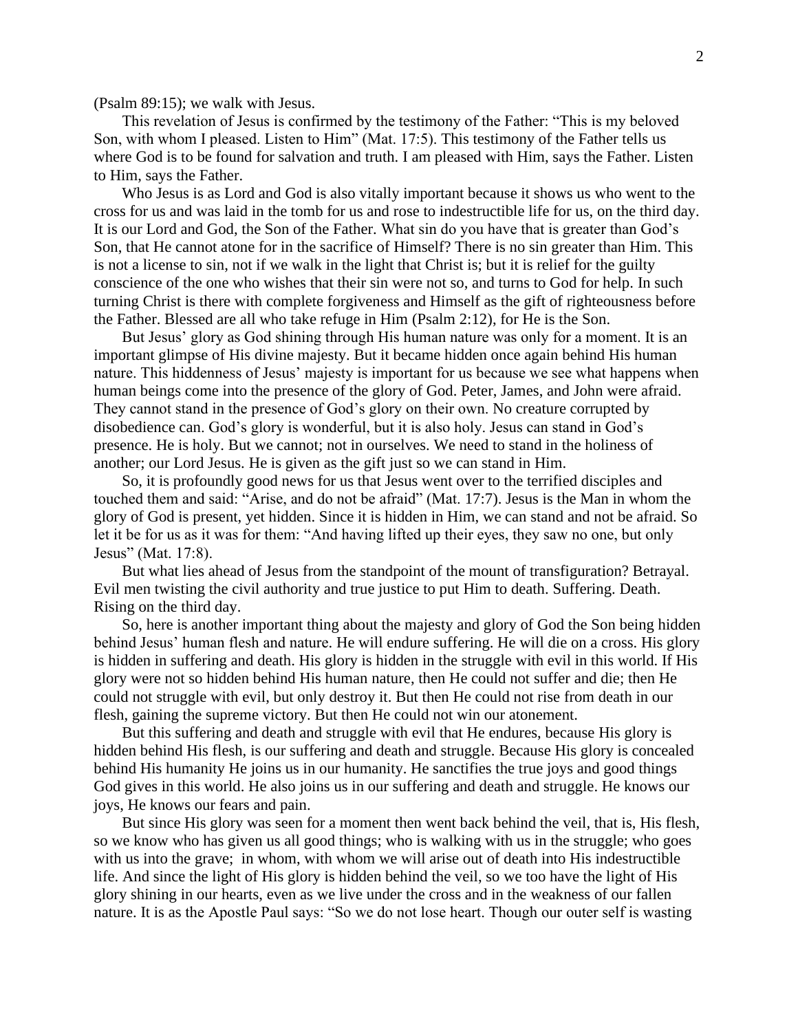(Psalm 89:15); we walk with Jesus.

This revelation of Jesus is confirmed by the testimony of the Father: "This is my beloved Son, with whom I pleased. Listen to Him" (Mat. 17:5). This testimony of the Father tells us where God is to be found for salvation and truth. I am pleased with Him, says the Father. Listen to Him, says the Father.

Who Jesus is as Lord and God is also vitally important because it shows us who went to the cross for us and was laid in the tomb for us and rose to indestructible life for us, on the third day. It is our Lord and God, the Son of the Father. What sin do you have that is greater than God's Son, that He cannot atone for in the sacrifice of Himself? There is no sin greater than Him. This is not a license to sin, not if we walk in the light that Christ is; but it is relief for the guilty conscience of the one who wishes that their sin were not so, and turns to God for help. In such turning Christ is there with complete forgiveness and Himself as the gift of righteousness before the Father. Blessed are all who take refuge in Him (Psalm 2:12), for He is the Son.

But Jesus' glory as God shining through His human nature was only for a moment. It is an important glimpse of His divine majesty. But it became hidden once again behind His human nature. This hiddenness of Jesus' majesty is important for us because we see what happens when human beings come into the presence of the glory of God. Peter, James, and John were afraid. They cannot stand in the presence of God's glory on their own. No creature corrupted by disobedience can. God's glory is wonderful, but it is also holy. Jesus can stand in God's presence. He is holy. But we cannot; not in ourselves. We need to stand in the holiness of another; our Lord Jesus. He is given as the gift just so we can stand in Him.

So, it is profoundly good news for us that Jesus went over to the terrified disciples and touched them and said: "Arise, and do not be afraid" (Mat. 17:7). Jesus is the Man in whom the glory of God is present, yet hidden. Since it is hidden in Him, we can stand and not be afraid. So let it be for us as it was for them: "And having lifted up their eyes, they saw no one, but only Jesus" (Mat. 17:8).

But what lies ahead of Jesus from the standpoint of the mount of transfiguration? Betrayal. Evil men twisting the civil authority and true justice to put Him to death. Suffering. Death. Rising on the third day.

So, here is another important thing about the majesty and glory of God the Son being hidden behind Jesus' human flesh and nature. He will endure suffering. He will die on a cross. His glory is hidden in suffering and death. His glory is hidden in the struggle with evil in this world. If His glory were not so hidden behind His human nature, then He could not suffer and die; then He could not struggle with evil, but only destroy it. But then He could not rise from death in our flesh, gaining the supreme victory. But then He could not win our atonement.

But this suffering and death and struggle with evil that He endures, because His glory is hidden behind His flesh, is our suffering and death and struggle. Because His glory is concealed behind His humanity He joins us in our humanity. He sanctifies the true joys and good things God gives in this world. He also joins us in our suffering and death and struggle. He knows our joys, He knows our fears and pain.

But since His glory was seen for a moment then went back behind the veil, that is, His flesh, so we know who has given us all good things; who is walking with us in the struggle; who goes with us into the grave; in whom, with whom we will arise out of death into His indestructible life. And since the light of His glory is hidden behind the veil, so we too have the light of His glory shining in our hearts, even as we live under the cross and in the weakness of our fallen nature. It is as the Apostle Paul says: "So we do not lose heart. Though our outer self is wasting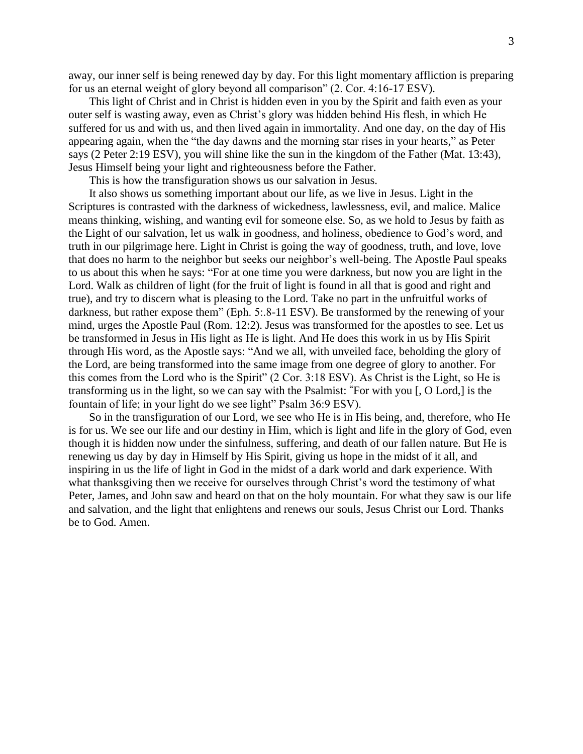away, our inner self is being renewed day by day. For this light momentary affliction is preparing for us an eternal weight of glory beyond all comparison" (2. Cor. 4:16-17 ESV).

This light of Christ and in Christ is hidden even in you by the Spirit and faith even as your outer self is wasting away, even as Christ's glory was hidden behind His flesh, in which He suffered for us and with us, and then lived again in immortality. And one day, on the day of His appearing again, when the "the day dawns and the morning star rises in your hearts," as Peter says (2 Peter 2:19 ESV), you will shine like the sun in the kingdom of the Father (Mat. 13:43), Jesus Himself being your light and righteousness before the Father.

This is how the transfiguration shows us our salvation in Jesus.

It also shows us something important about our life, as we live in Jesus. Light in the Scriptures is contrasted with the darkness of wickedness, lawlessness, evil, and malice. Malice means thinking, wishing, and wanting evil for someone else. So, as we hold to Jesus by faith as the Light of our salvation, let us walk in goodness, and holiness, obedience to God's word, and truth in our pilgrimage here. Light in Christ is going the way of goodness, truth, and love, love that does no harm to the neighbor but seeks our neighbor's well-being. The Apostle Paul speaks to us about this when he says: "For at one time you were darkness, but now you are light in the Lord. Walk as children of light (for the fruit of light is found in all that is good and right and true), and try to discern what is pleasing to the Lord. Take no part in the unfruitful works of darkness, but rather expose them" (Eph. 5:.8-11 ESV). Be transformed by the renewing of your mind, urges the Apostle Paul (Rom. 12:2). Jesus was transformed for the apostles to see. Let us be transformed in Jesus in His light as He is light. And He does this work in us by His Spirit through His word, as the Apostle says: "And we all, with unveiled face, beholding the glory of the Lord, are being transformed into the same image from one degree of glory to another. For this comes from the Lord who is the Spirit" (2 Cor. 3:18 ESV). As Christ is the Light, so He is transforming us in the light, so we can say with the Psalmist: "For with you [, O Lord,] is the fountain of life; in your light do we see light" Psalm 36:9 ESV).

So in the transfiguration of our Lord, we see who He is in His being, and, therefore, who He is for us. We see our life and our destiny in Him, which is light and life in the glory of God, even though it is hidden now under the sinfulness, suffering, and death of our fallen nature. But He is renewing us day by day in Himself by His Spirit, giving us hope in the midst of it all, and inspiring in us the life of light in God in the midst of a dark world and dark experience. With what thanksgiving then we receive for ourselves through Christ's word the testimony of what Peter, James, and John saw and heard on that on the holy mountain. For what they saw is our life and salvation, and the light that enlightens and renews our souls, Jesus Christ our Lord. Thanks be to God. Amen.